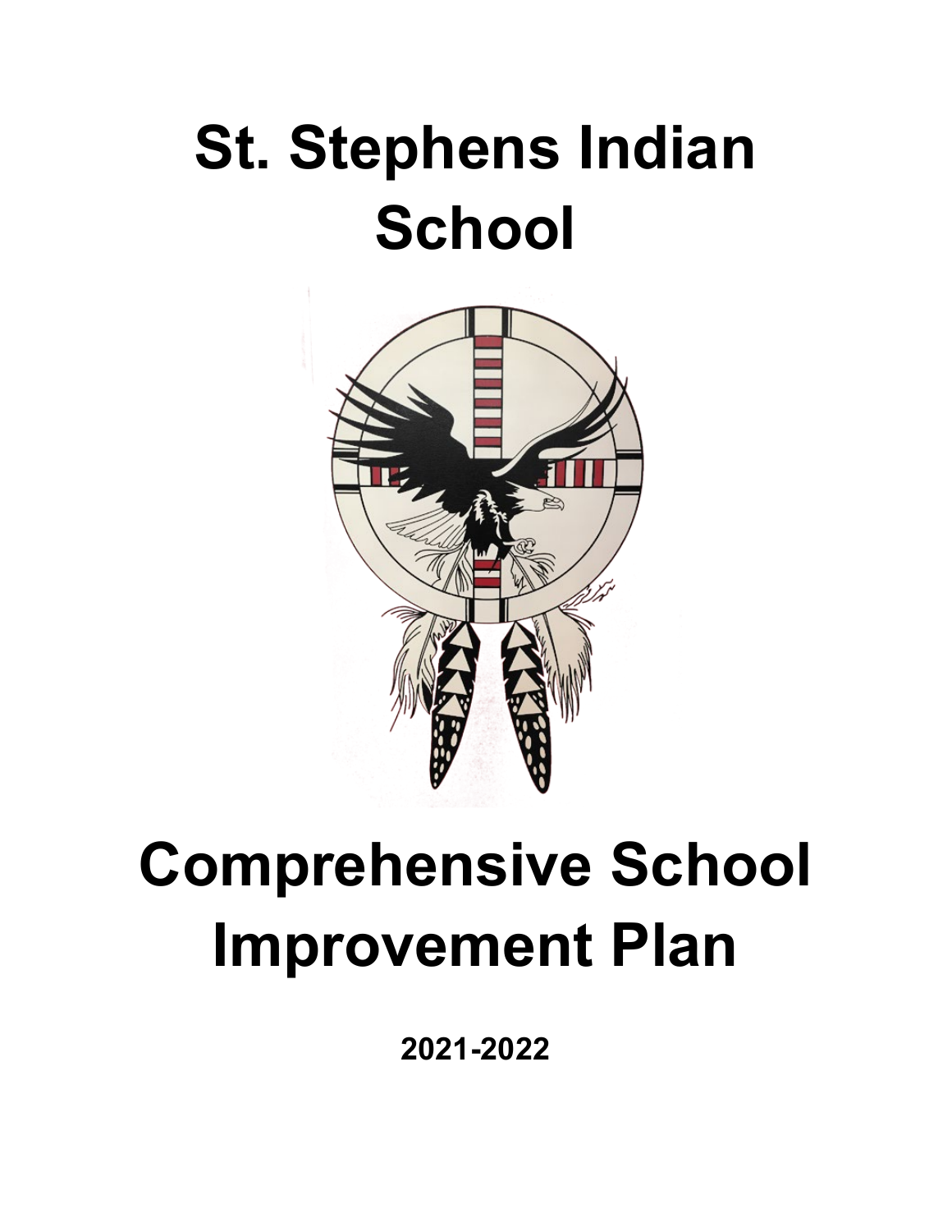# St. Stephens Indian School

# Comprehensive School Improvement Plan

**2021-2022**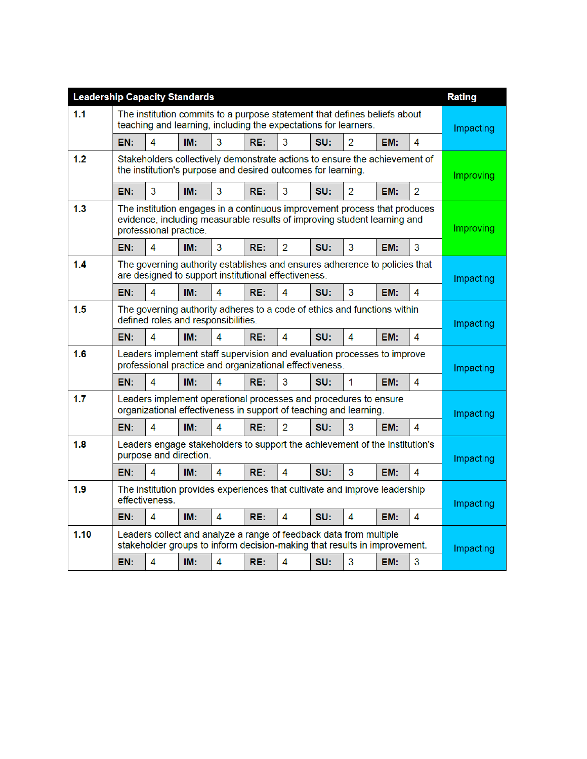| Leadership Capacity Standards | | | | | | | | | | | Rating |
|---|---|---|---|---|---|---|---|---|---|---|---|
| 1.1 | The institution commits to a purpose statement that defines beliefs about teaching and learning, including the expectations for learners. | | | | | | | | | | Impacting |
| | EN: | 4 | IM: | 3 | RE: | 3 | SU: | 2 | EM: | 4 | |
| 1.2 | Stakeholders collectively demonstrate actions to ensure the achievement of the institution's purpose and desired outcomes for learning. | | | | | | | | | | Improving |
| | EN: | 3 | IM: | 3 | RE: | 3 | SU: | 2 | EM: | 2 | |
| 1.3 | The institution engages in a continuous improvement process that produces evidence, including measurable results of improving student learning and professional practice. | | | | | | | | | | Improving |
| | EN: | 4 | IM: | 3 | RE: | 2 | SU: | 3 | EM: | 3 | |
| 1.4 | The governing authority establishes and ensures adherence to policies that are designed to support institutional effectiveness. | | | | | | | | | | Impacting |
| | EN: | 4 | IM: | 4 | RE: | 4 | SU: | 3 | EM: | 4 | |
| 1.5 | The governing authority adheres to a code of ethics and functions within defined roles and responsibilities. | | | | | | | | | | Impacting |
| | EN: | 4 | IM: | 4 | RE: | 4 | SU: | 4 | EM: | 4 | |
| 1.6 | Leaders implement staff supervision and evaluation processes to improve professional practice and organizational effectiveness. | | | | | | | | | | Impacting |
| | EN: | 4 | IM: | 4 | RE: | 3 | SU: | 1 | EM: | 4 | |
| 1.7 | Leaders implement operational processes and procedures to ensure organizational effectiveness in support of teaching and learning. | | | | | | | | | | Impacting |
| | EN: | 4 | IM: | 4 | RE: | 2 | SU: | 3 | EM: | 4 | |
| 1.8 | Leaders engage stakeholders to support the achievement of the institution's purpose and direction. | | | | | | | | | | Impacting |
| | EN: | 4 | IM: | 4 | RE: | 4 | SU: | 3 | EM: | 4 | |
| 1.9 | The institution provides experiences that cultivate and improve leadership effectiveness. | | | | | | | | | | Impacting |
| | EN: | 4 | IM: | 4 | RE: | 4 | SU: | 4 | EM: | 4 | |
| 1.10 | Leaders collect and analyze a range of feedback data from multiple stakeholder groups to inform decision-making that results in improvement. | | | | | | | | | | Impacting |
| | EN: | 4 | IM: | 4 | RE: | 4 | SU: | 3 | EM: | 3 | |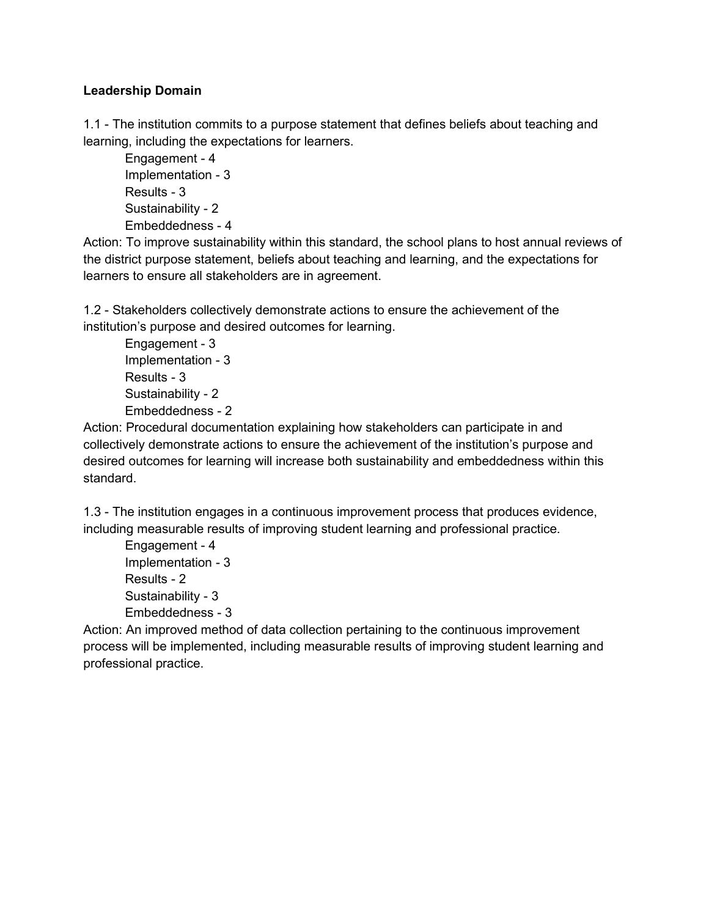**Leadership Domain**

1.1 - The institution commits to a purpose statement that defines beliefs about teaching and learning, including the expectations for learners.

- Engagement - 4
- Implementation - 3
- Results - 3
- Sustainability - 2
- Embeddedness - 4

Action: To improve sustainability within this standard, the school plans to host annual reviews of the district purpose statement, beliefs about teaching and learning, and the expectations for learners to ensure all stakeholders are in agreement.

1.2 - Stakeholders collectively demonstrate actions to ensure the achievement of the institution's purpose and desired outcomes for learning.

- Engagement - 3
- Implementation - 3
- Results - 3
- Sustainability - 2
- Embeddedness - 2

Action: Procedural documentation explaining how stakeholders can participate in and collectively demonstrate actions to ensure the achievement of the institution's purpose and desired outcomes for learning will increase both sustainability and embeddedness within this standard.

1.3 - The institution engages in a continuous improvement process that produces evidence, including measurable results of improving student learning and professional practice.

- Engagement - 4
- Implementation - 3
- Results - 2
- Sustainability - 3
- Embeddedness - 3

Action: An improved method of data collection pertaining to the continuous improvement process will be implemented, including measurable results of improving student learning and professional practice.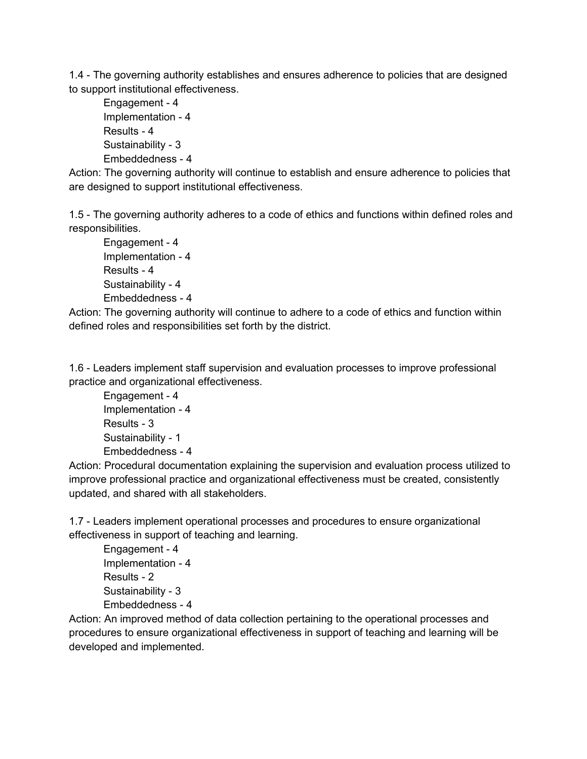1.4 - The governing authority establishes and ensures adherence to policies that are designed to support institutional effectiveness.

- Engagement - 4
- Implementation - 4
- Results - 4
- Sustainability - 3
- Embeddedness - 4

Action: The governing authority will continue to establish and ensure adherence to policies that are designed to support institutional effectiveness.

1.5 - The governing authority adheres to a code of ethics and functions within defined roles and responsibilities.

- Engagement - 4
- Implementation - 4
- Results - 4
- Sustainability - 4
- Embeddedness - 4

Action: The governing authority will continue to adhere to a code of ethics and function within defined roles and responsibilities set forth by the district.

1.6 - Leaders implement staff supervision and evaluation processes to improve professional practice and organizational effectiveness.

- Engagement - 4
- Implementation - 4
- Results - 3
- Sustainability - 1
- Embeddedness - 4

Action: Procedural documentation explaining the supervision and evaluation process utilized to improve professional practice and organizational effectiveness must be created, consistently updated, and shared with all stakeholders.

1.7 - Leaders implement operational processes and procedures to ensure organizational effectiveness in support of teaching and learning.

- Engagement - 4
- Implementation - 4
- Results - 2
- Sustainability - 3
- Embeddedness - 4

Action: An improved method of data collection pertaining to the operational processes and procedures to ensure organizational effectiveness in support of teaching and learning will be developed and implemented.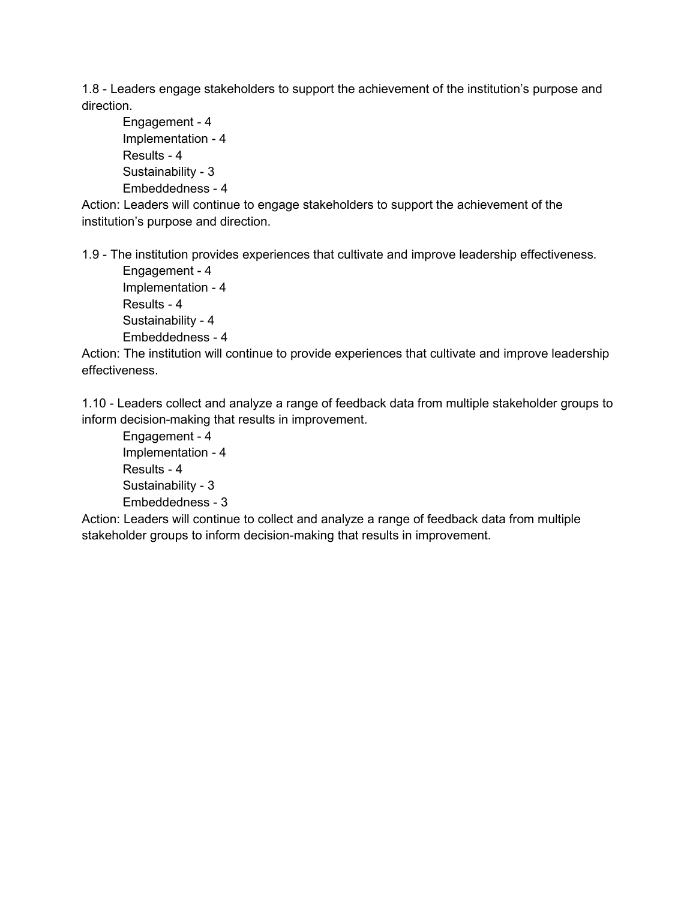1.8 - Leaders engage stakeholders to support the achievement of the institution's purpose and direction.

- Engagement - 4
- Implementation - 4
- Results - 4
- Sustainability - 3
- Embeddedness - 4

Action: Leaders will continue to engage stakeholders to support the achievement of the institution's purpose and direction.

1.9 - The institution provides experiences that cultivate and improve leadership effectiveness.

- Engagement - 4
- Implementation - 4
- Results - 4
- Sustainability - 4
- Embeddedness - 4

Action: The institution will continue to provide experiences that cultivate and improve leadership effectiveness.

1.10 - Leaders collect and analyze a range of feedback data from multiple stakeholder groups to inform decision-making that results in improvement.

- Engagement - 4
- Implementation - 4
- Results - 4
- Sustainability - 3
- Embeddedness - 3

Action: Leaders will continue to collect and analyze a range of feedback data from multiple stakeholder groups to inform decision-making that results in improvement.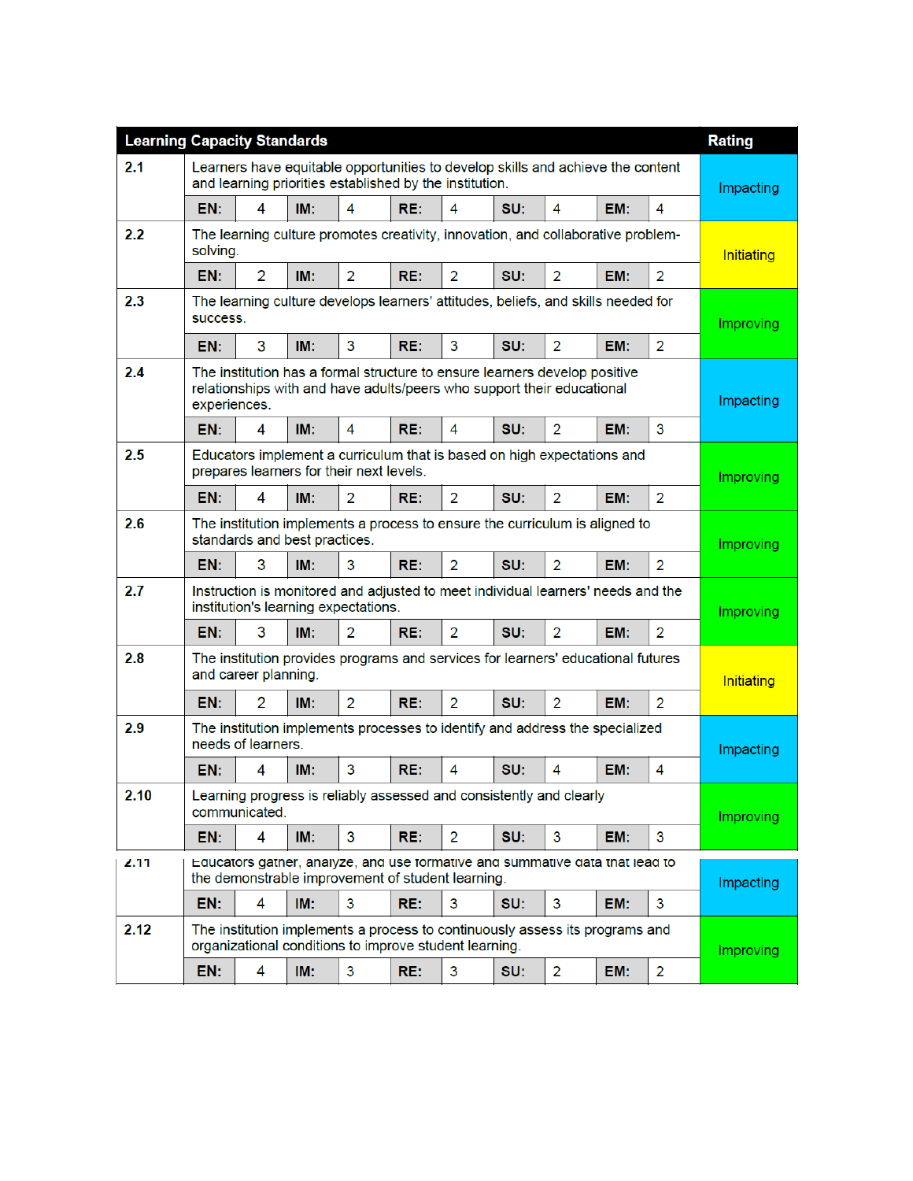| Learning Capacity Standards | | | | | | | | | | | Rating |
|---|---|---|---|---|---|---|---|---|---|---|---|
| 2.1 | Learners have equitable opportunities to develop skills and achieve the content and learning priorities established by the institution. | | | | | | | | | | Impacting |
| | **EN:** | 4 | **IM:** | 4 | **RE:** | 4 | **SU:** | 4 | **EM:** | 4 | |
| 2.2 | The learning culture promotes creativity, innovation, and collaborative problem-solving. | | | | | | | | | | Initiating |
| | **EN:** | 2 | **IM:** | 2 | **RE:** | 2 | **SU:** | 2 | **EM:** | 2 | |
| 2.3 | The learning culture develops learners' attitudes, beliefs, and skills needed for success. | | | | | | | | | | Improving |
| | **EN:** | 3 | **IM:** | 3 | **RE:** | 3 | **SU:** | 2 | **EM:** | 2 | |
| 2.4 | The institution has a formal structure to ensure learners develop positive relationships with and have adults/peers who support their educational experiences. | | | | | | | | | | Impacting |
| | **EN:** | 4 | **IM:** | 4 | **RE:** | 4 | **SU:** | 2 | **EM:** | 3 | |
| 2.5 | Educators implement a curriculum that is based on high expectations and prepares learners for their next levels. | | | | | | | | | | Improving |
| | **EN:** | 4 | **IM:** | 2 | **RE:** | 2 | **SU:** | 2 | **EM:** | 2 | |
| 2.6 | The institution implements a process to ensure the curriculum is aligned to standards and best practices. | | | | | | | | | | Improving |
| | **EN:** | 3 | **IM:** | 3 | **RE:** | 2 | **SU:** | 2 | **EM:** | 2 | |
| 2.7 | Instruction is monitored and adjusted to meet individual learners' needs and the institution's learning expectations. | | | | | | | | | | Improving |
| | **EN:** | 3 | **IM:** | 2 | **RE:** | 2 | **SU:** | 2 | **EM:** | 2 | |
| 2.8 | The institution provides programs and services for learners' educational futures and career planning. | | | | | | | | | | Initiating |
| | **EN:** | 2 | **IM:** | 2 | **RE:** | 2 | **SU:** | 2 | **EM:** | 2 | |
| 2.9 | The institution implements processes to identify and address the specialized needs of learners. | | | | | | | | | | Impacting |
| | **EN:** | 4 | **IM:** | 3 | **RE:** | 4 | **SU:** | 4 | **EM:** | 4 | |
| 2.10 | Learning progress is reliably assessed and consistently and clearly communicated. | | | | | | | | | | Improving |
| | **EN:** | 4 | **IM:** | 3 | **RE:** | 2 | **SU:** | 3 | **EM:** | 3 | |
| 2.11 | Educators gather, analyze, and use formative and summative data that lead to the demonstrable improvement of student learning. | | | | | | | | | | Impacting |
| | **EN:** | 4 | **IM:** | 3 | **RE:** | 3 | **SU:** | 3 | **EM:** | 3 | |
| 2.12 | The institution implements a process to continuously assess its programs and organizational conditions to improve student learning. | | | | | | | | | | Improving |
| | **EN:** | 4 | **IM:** | 3 | **RE:** | 3 | **SU:** | 2 | **EM:** | 2 | |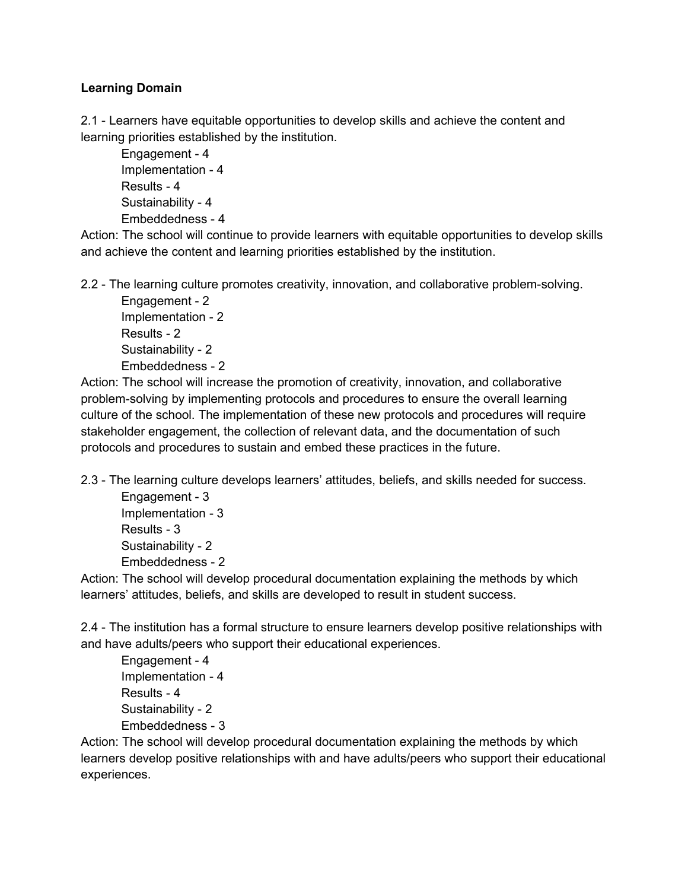**Learning Domain**

2.1 - Learners have equitable opportunities to develop skills and achieve the content and learning priorities established by the institution.

- Engagement - 4
- Implementation - 4
- Results - 4
- Sustainability - 4
- Embeddedness - 4

Action: The school will continue to provide learners with equitable opportunities to develop skills and achieve the content and learning priorities established by the institution.

2.2 - The learning culture promotes creativity, innovation, and collaborative problem-solving.

- Engagement - 2
- Implementation - 2
- Results - 2
- Sustainability - 2
- Embeddedness - 2

Action: The school will increase the promotion of creativity, innovation, and collaborative problem-solving by implementing protocols and procedures to ensure the overall learning culture of the school. The implementation of these new protocols and procedures will require stakeholder engagement, the collection of relevant data, and the documentation of such protocols and procedures to sustain and embed these practices in the future.

2.3 - The learning culture develops learners' attitudes, beliefs, and skills needed for success.

- Engagement - 3
- Implementation - 3
- Results - 3
- Sustainability - 2
- Embeddedness - 2

Action: The school will develop procedural documentation explaining the methods by which learners' attitudes, beliefs, and skills are developed to result in student success.

2.4 - The institution has a formal structure to ensure learners develop positive relationships with and have adults/peers who support their educational experiences.

- Engagement - 4
- Implementation - 4
- Results - 4
- Sustainability - 2
- Embeddedness - 3

Action: The school will develop procedural documentation explaining the methods by which learners develop positive relationships with and have adults/peers who support their educational experiences.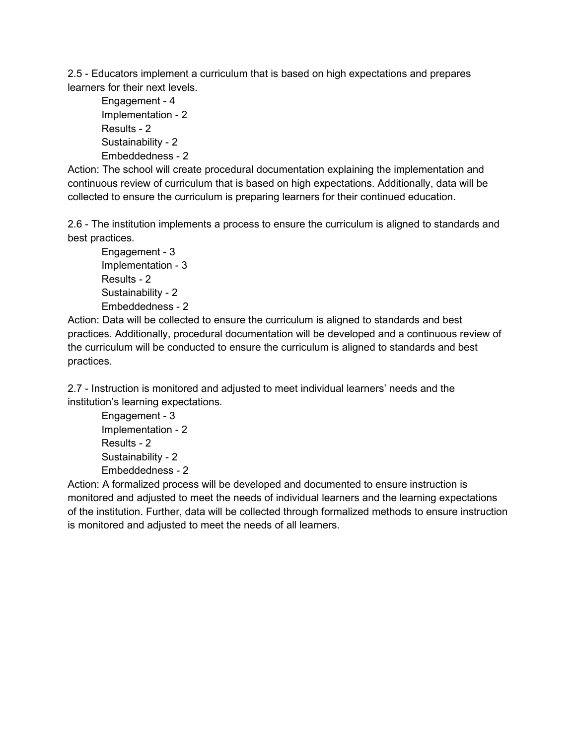2.5 - Educators implement a curriculum that is based on high expectations and prepares learners for their next levels.

- Engagement - 4
- Implementation - 2
- Results - 2
- Sustainability - 2
- Embeddedness - 2

Action: The school will create procedural documentation explaining the implementation and continuous review of curriculum that is based on high expectations. Additionally, data will be collected to ensure the curriculum is preparing learners for their continued education.

2.6 - The institution implements a process to ensure the curriculum is aligned to standards and best practices.

- Engagement - 3
- Implementation - 3
- Results - 2
- Sustainability - 2
- Embeddedness - 2

Action: Data will be collected to ensure the curriculum is aligned to standards and best practices. Additionally, procedural documentation will be developed and a continuous review of the curriculum will be conducted to ensure the curriculum is aligned to standards and best practices.

2.7 - Instruction is monitored and adjusted to meet individual learners' needs and the institution's learning expectations.

- Engagement - 3
- Implementation - 2
- Results - 2
- Sustainability - 2
- Embeddedness - 2

Action: A formalized process will be developed and documented to ensure instruction is monitored and adjusted to meet the needs of individual learners and the learning expectations of the institution. Further, data will be collected through formalized methods to ensure instruction is monitored and adjusted to meet the needs of all learners.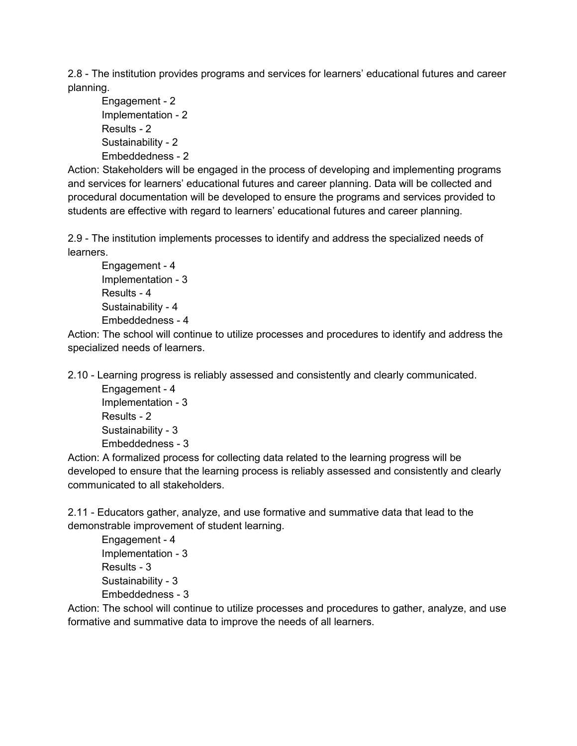2.8 - The institution provides programs and services for learners' educational futures and career planning.

- Engagement - 2
- Implementation - 2
- Results - 2
- Sustainability - 2
- Embeddedness - 2

Action: Stakeholders will be engaged in the process of developing and implementing programs and services for learners' educational futures and career planning. Data will be collected and procedural documentation will be developed to ensure the programs and services provided to students are effective with regard to learners' educational futures and career planning.

2.9 - The institution implements processes to identify and address the specialized needs of learners.

- Engagement - 4
- Implementation - 3
- Results - 4
- Sustainability - 4
- Embeddedness - 4

Action: The school will continue to utilize processes and procedures to identify and address the specialized needs of learners.

2.10 - Learning progress is reliably assessed and consistently and clearly communicated.

- Engagement - 4
- Implementation - 3
- Results - 2
- Sustainability - 3
- Embeddedness - 3

Action: A formalized process for collecting data related to the learning progress will be developed to ensure that the learning process is reliably assessed and consistently and clearly communicated to all stakeholders.

2.11 - Educators gather, analyze, and use formative and summative data that lead to the demonstrable improvement of student learning.

- Engagement - 4
- Implementation - 3
- Results - 3
- Sustainability - 3
- Embeddedness - 3

Action: The school will continue to utilize processes and procedures to gather, analyze, and use formative and summative data to improve the needs of all learners.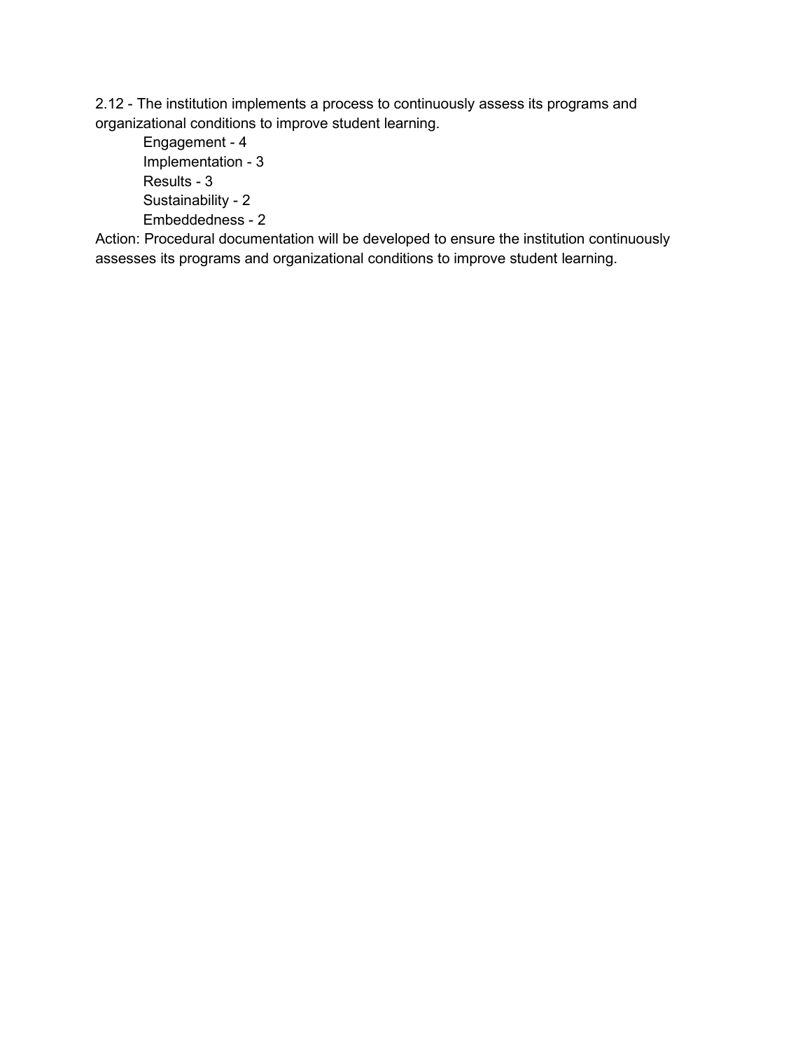2.12 - The institution implements a process to continuously assess its programs and organizational conditions to improve student learning.

- Engagement - 4
- Implementation - 3
- Results - 3
- Sustainability - 2
- Embeddedness - 2

Action: Procedural documentation will be developed to ensure the institution continuously assesses its programs and organizational conditions to improve student learning.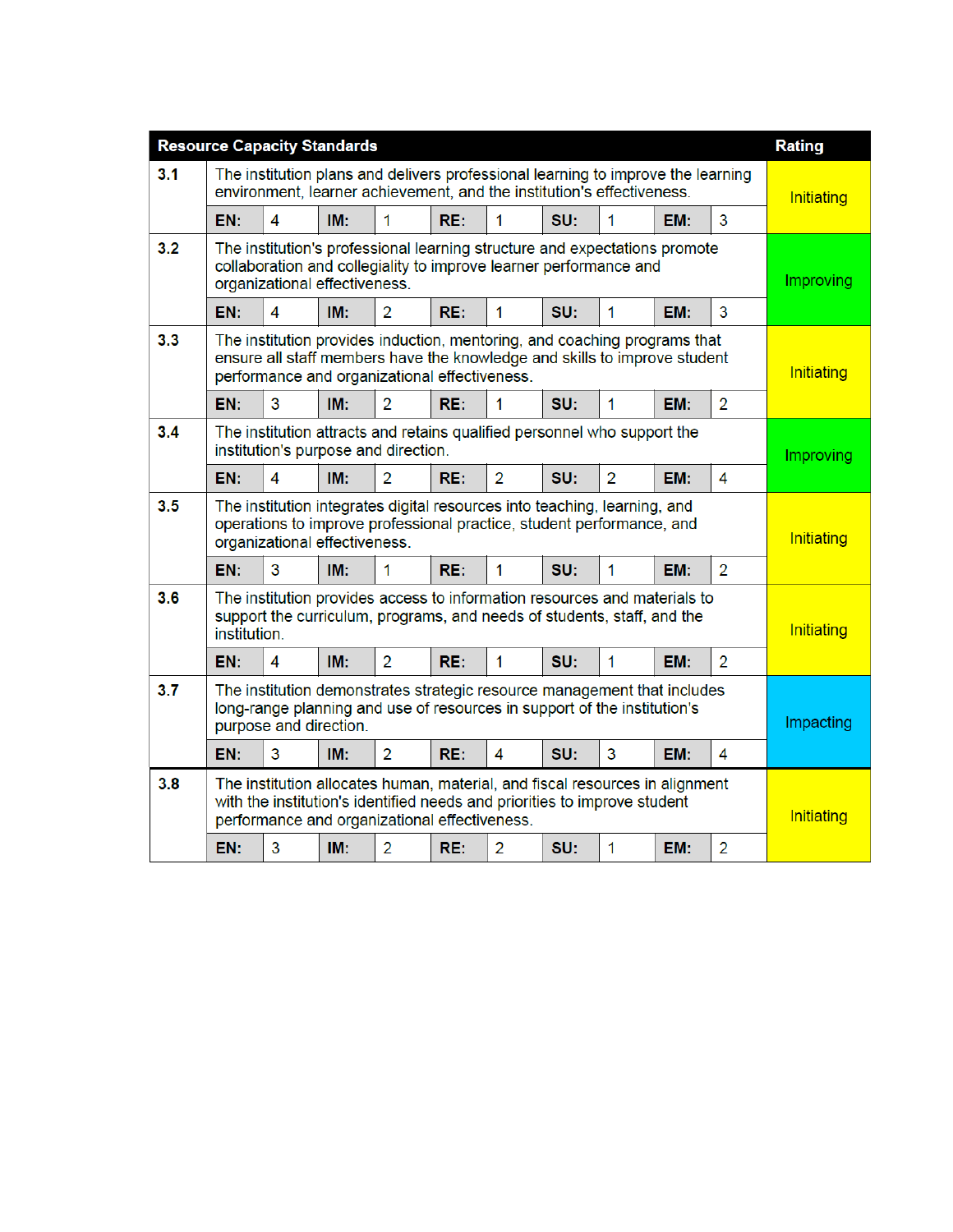| Resource Capacity Standards | | | | | | | | | | | Rating |
|---|---|---|---|---|---|---|---|---|---|---|---|
| 3.1 | The institution plans and delivers professional learning to improve the learning environment, learner achievement, and the institution's effectiveness. | | | | | | | | | | Initiating |
| | **EN:** | 4 | **IM:** | 1 | **RE:** | 1 | **SU:** | 1 | **EM:** | 3 | |
| 3.2 | The institution's professional learning structure and expectations promote collaboration and collegiality to improve learner performance and organizational effectiveness. | | | | | | | | | | Improving |
| | **EN:** | 4 | **IM:** | 2 | **RE:** | 1 | **SU:** | 1 | **EM:** | 3 | |
| 3.3 | The institution provides induction, mentoring, and coaching programs that ensure all staff members have the knowledge and skills to improve student performance and organizational effectiveness. | | | | | | | | | | Initiating |
| | **EN:** | 3 | **IM:** | 2 | **RE:** | 1 | **SU:** | 1 | **EM:** | 2 | |
| 3.4 | The institution attracts and retains qualified personnel who support the institution's purpose and direction. | | | | | | | | | | Improving |
| | **EN:** | 4 | **IM:** | 2 | **RE:** | 2 | **SU:** | 2 | **EM:** | 4 | |
| 3.5 | The institution integrates digital resources into teaching, learning, and operations to improve professional practice, student performance, and organizational effectiveness. | | | | | | | | | | Initiating |
| | **EN:** | 3 | **IM:** | 1 | **RE:** | 1 | **SU:** | 1 | **EM:** | 2 | |
| 3.6 | The institution provides access to information resources and materials to support the curriculum, programs, and needs of students, staff, and the institution. | | | | | | | | | | Initiating |
| | **EN:** | 4 | **IM:** | 2 | **RE:** | 1 | **SU:** | 1 | **EM:** | 2 | |
| 3.7 | The institution demonstrates strategic resource management that includes long-range planning and use of resources in support of the institution's purpose and direction. | | | | | | | | | | Impacting |
| | **EN:** | 3 | **IM:** | 2 | **RE:** | 4 | **SU:** | 3 | **EM:** | 4 | |
| 3.8 | The institution allocates human, material, and fiscal resources in alignment with the institution's identified needs and priorities to improve student performance and organizational effectiveness. | | | | | | | | | | Initiating |
| | **EN:** | 3 | **IM:** | 2 | **RE:** | 2 | **SU:** | 1 | **EM:** | 2 | |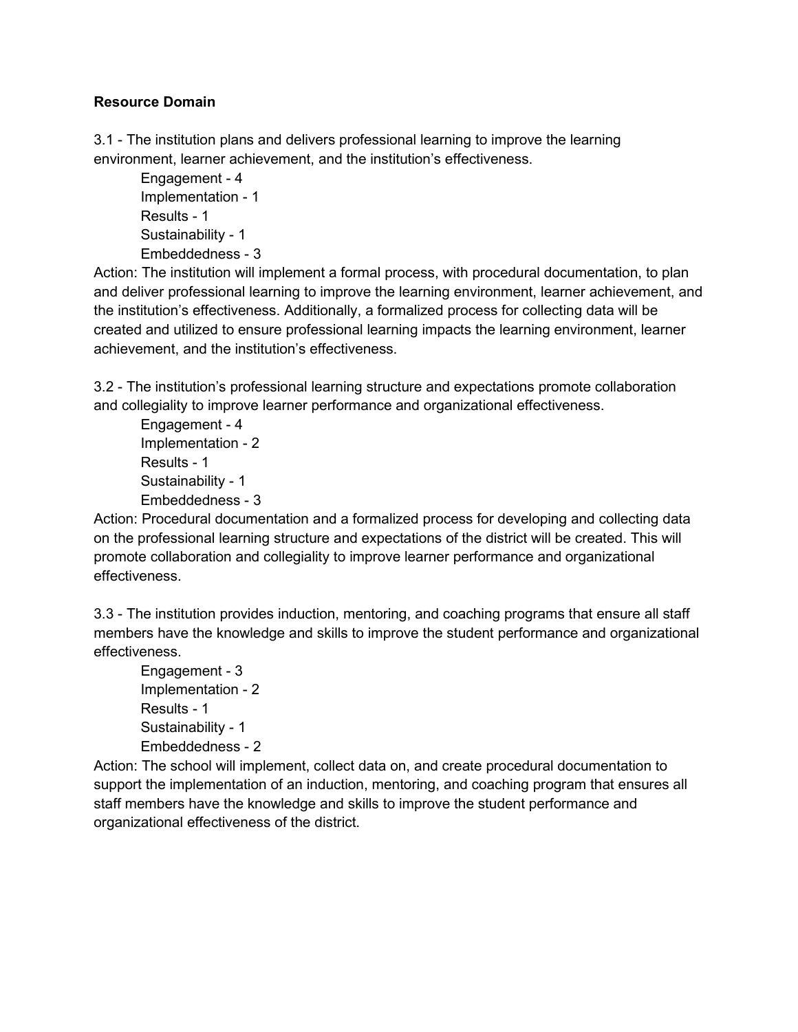**Resource Domain**

3.1 - The institution plans and delivers professional learning to improve the learning environment, learner achievement, and the institution's effectiveness.

Engagement - 4
Implementation - 1
Results - 1
Sustainability - 1
Embeddedness - 3

Action: The institution will implement a formal process, with procedural documentation, to plan and deliver professional learning to improve the learning environment, learner achievement, and the institution's effectiveness. Additionally, a formalized process for collecting data will be created and utilized to ensure professional learning impacts the learning environment, learner achievement, and the institution's effectiveness.

3.2 - The institution's professional learning structure and expectations promote collaboration and collegiality to improve learner performance and organizational effectiveness.

Engagement - 4
Implementation - 2
Results - 1
Sustainability - 1
Embeddedness - 3

Action: Procedural documentation and a formalized process for developing and collecting data on the professional learning structure and expectations of the district will be created. This will promote collaboration and collegiality to improve learner performance and organizational effectiveness.

3.3 - The institution provides induction, mentoring, and coaching programs that ensure all staff members have the knowledge and skills to improve the student performance and organizational effectiveness.

Engagement - 3
Implementation - 2
Results - 1
Sustainability - 1
Embeddedness - 2

Action: The school will implement, collect data on, and create procedural documentation to support the implementation of an induction, mentoring, and coaching program that ensures all staff members have the knowledge and skills to improve the student performance and organizational effectiveness of the district.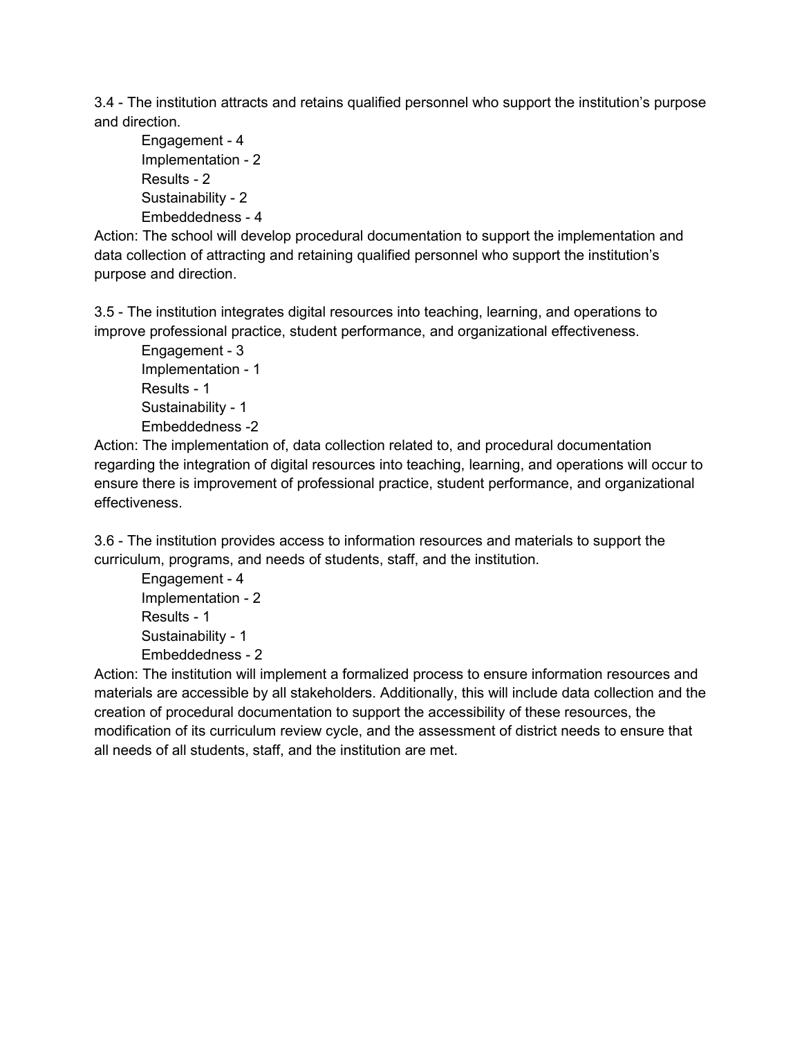3.4 - The institution attracts and retains qualified personnel who support the institution's purpose and direction.

- Engagement - 4
- Implementation - 2
- Results - 2
- Sustainability - 2
- Embeddedness - 4

Action: The school will develop procedural documentation to support the implementation and data collection of attracting and retaining qualified personnel who support the institution's purpose and direction.

3.5 - The institution integrates digital resources into teaching, learning, and operations to improve professional practice, student performance, and organizational effectiveness.

- Engagement - 3
- Implementation - 1
- Results - 1
- Sustainability - 1
- Embeddedness -2

Action: The implementation of, data collection related to, and procedural documentation regarding the integration of digital resources into teaching, learning, and operations will occur to ensure there is improvement of professional practice, student performance, and organizational effectiveness.

3.6 - The institution provides access to information resources and materials to support the curriculum, programs, and needs of students, staff, and the institution.

- Engagement - 4
- Implementation - 2
- Results - 1
- Sustainability - 1
- Embeddedness - 2

Action: The institution will implement a formalized process to ensure information resources and materials are accessible by all stakeholders. Additionally, this will include data collection and the creation of procedural documentation to support the accessibility of these resources, the modification of its curriculum review cycle, and the assessment of district needs to ensure that all needs of all students, staff, and the institution are met.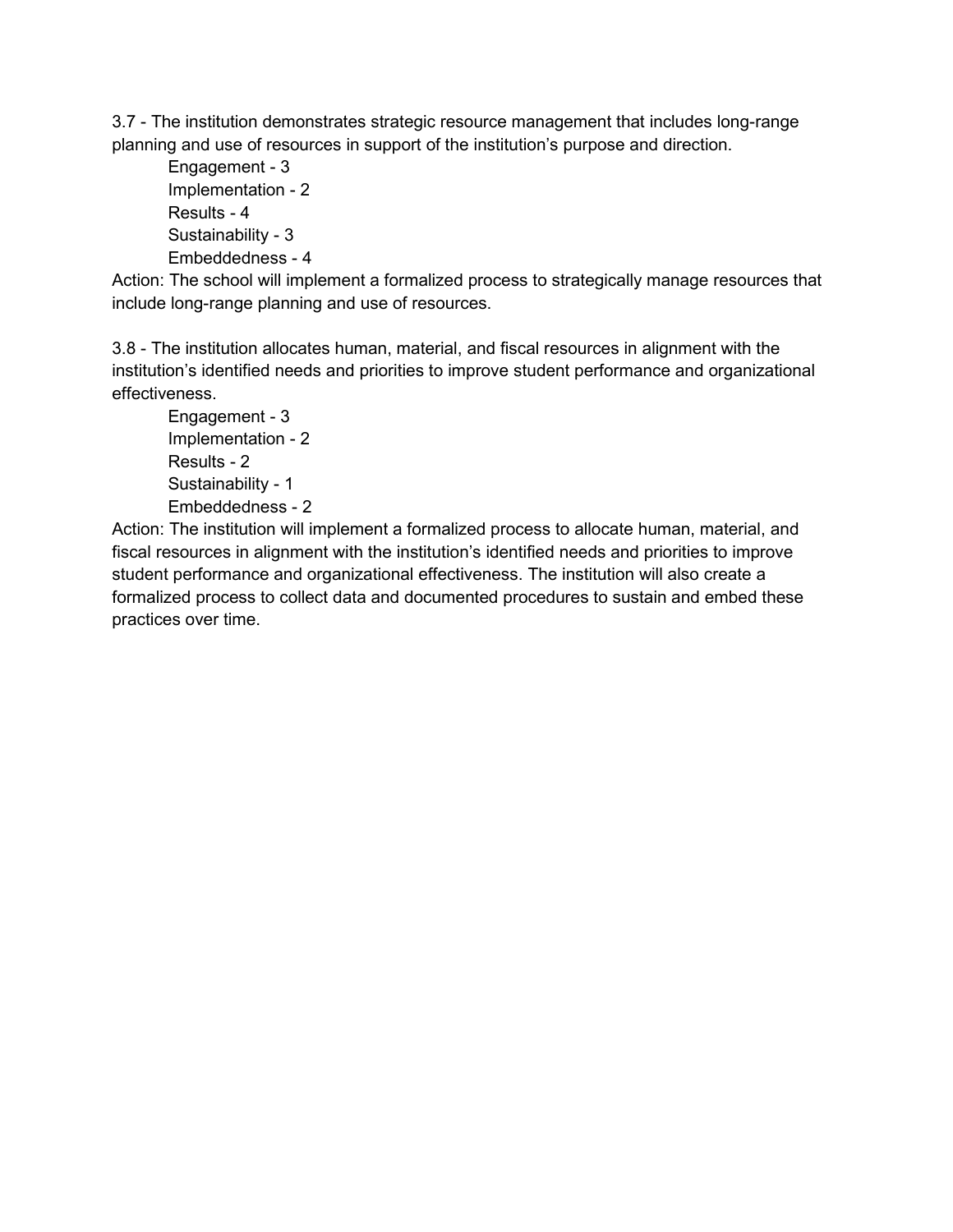3.7 - The institution demonstrates strategic resource management that includes long-range planning and use of resources in support of the institution's purpose and direction.

- Engagement - 3
- Implementation - 2
- Results - 4
- Sustainability - 3
- Embeddedness - 4

Action: The school will implement a formalized process to strategically manage resources that include long-range planning and use of resources.

3.8 - The institution allocates human, material, and fiscal resources in alignment with the institution's identified needs and priorities to improve student performance and organizational effectiveness.

- Engagement - 3
- Implementation - 2
- Results - 2
- Sustainability - 1
- Embeddedness - 2

Action: The institution will implement a formalized process to allocate human, material, and fiscal resources in alignment with the institution's identified needs and priorities to improve student performance and organizational effectiveness. The institution will also create a formalized process to collect data and documented procedures to sustain and embed these practices over time.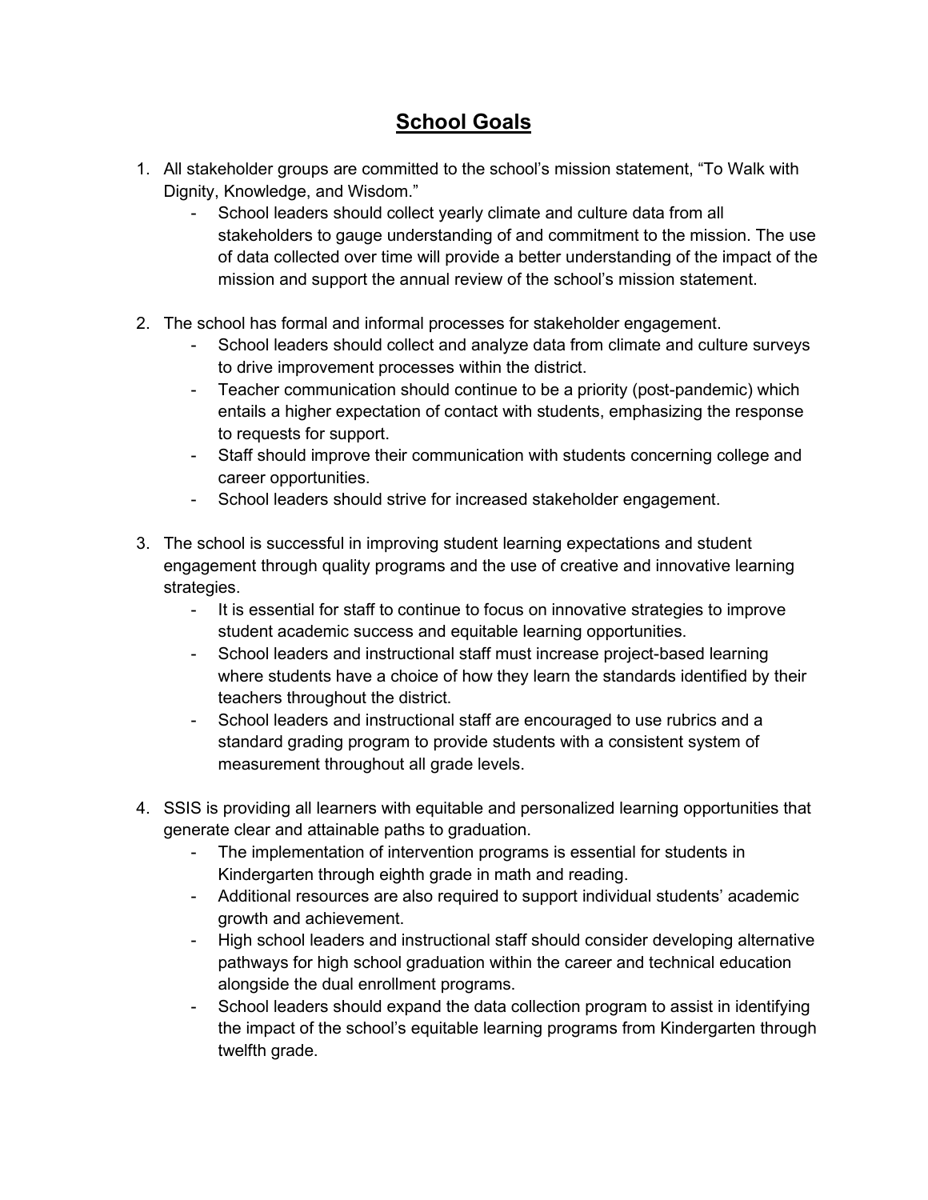# School Goals

1. All stakeholder groups are committed to the school's mission statement, "To Walk with Dignity, Knowledge, and Wisdom."
   - School leaders should collect yearly climate and culture data from all stakeholders to gauge understanding of and commitment to the mission. The use of data collected over time will provide a better understanding of the impact of the mission and support the annual review of the school's mission statement.

2. The school has formal and informal processes for stakeholder engagement.
   - School leaders should collect and analyze data from climate and culture surveys to drive improvement processes within the district.
   - Teacher communication should continue to be a priority (post-pandemic) which entails a higher expectation of contact with students, emphasizing the response to requests for support.
   - Staff should improve their communication with students concerning college and career opportunities.
   - School leaders should strive for increased stakeholder engagement.

3. The school is successful in improving student learning expectations and student engagement through quality programs and the use of creative and innovative learning strategies.
   - It is essential for staff to continue to focus on innovative strategies to improve student academic success and equitable learning opportunities.
   - School leaders and instructional staff must increase project-based learning where students have a choice of how they learn the standards identified by their teachers throughout the district.
   - School leaders and instructional staff are encouraged to use rubrics and a standard grading program to provide students with a consistent system of measurement throughout all grade levels.

4. SSIS is providing all learners with equitable and personalized learning opportunities that generate clear and attainable paths to graduation.
   - The implementation of intervention programs is essential for students in Kindergarten through eighth grade in math and reading.
   - Additional resources are also required to support individual students' academic growth and achievement.
   - High school leaders and instructional staff should consider developing alternative pathways for high school graduation within the career and technical education alongside the dual enrollment programs.
   - School leaders should expand the data collection program to assist in identifying the impact of the school's equitable learning programs from Kindergarten through twelfth grade.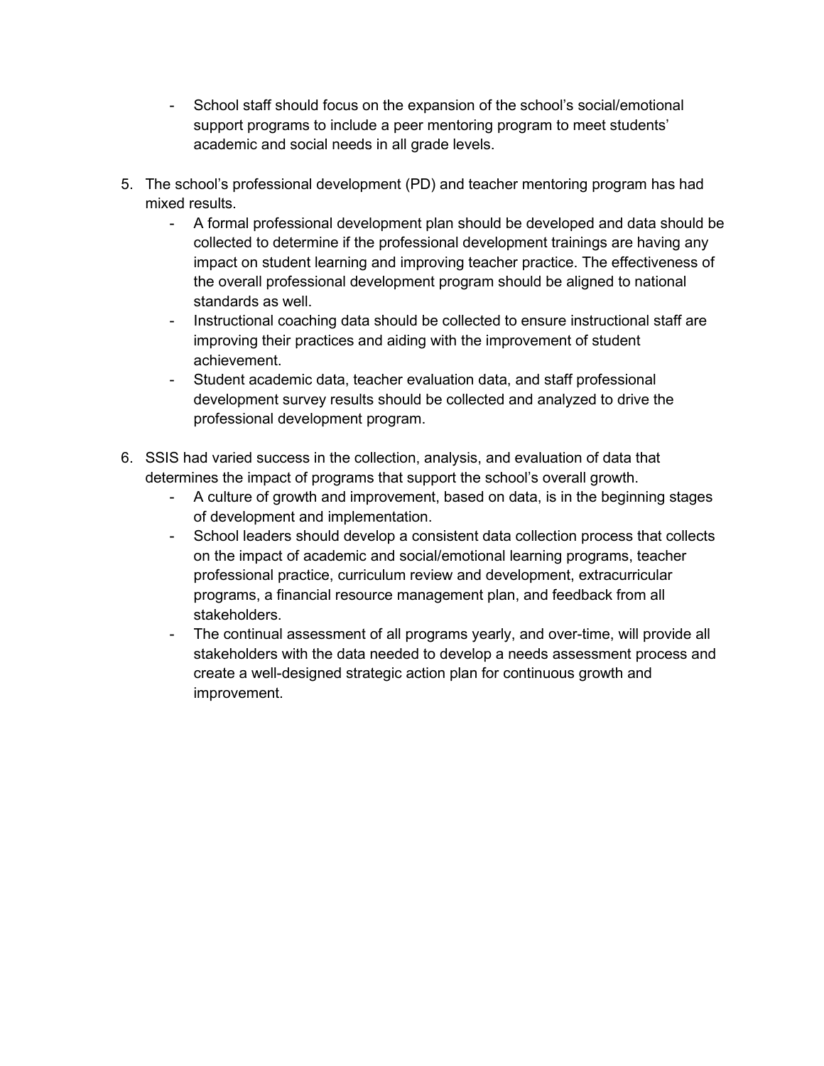- School staff should focus on the expansion of the school's social/emotional support programs to include a peer mentoring program to meet students' academic and social needs in all grade levels.

5. The school's professional development (PD) and teacher mentoring program has had mixed results.
    - A formal professional development plan should be developed and data should be collected to determine if the professional development trainings are having any impact on student learning and improving teacher practice. The effectiveness of the overall professional development program should be aligned to national standards as well.
    - Instructional coaching data should be collected to ensure instructional staff are improving their practices and aiding with the improvement of student achievement.
    - Student academic data, teacher evaluation data, and staff professional development survey results should be collected and analyzed to drive the professional development program.

6. SSIS had varied success in the collection, analysis, and evaluation of data that determines the impact of programs that support the school's overall growth.
    - A culture of growth and improvement, based on data, is in the beginning stages of development and implementation.
    - School leaders should develop a consistent data collection process that collects on the impact of academic and social/emotional learning programs, teacher professional practice, curriculum review and development, extracurricular programs, a financial resource management plan, and feedback from all stakeholders.
    - The continual assessment of all programs yearly, and over-time, will provide all stakeholders with the data needed to develop a needs assessment process and create a well-designed strategic action plan for continuous growth and improvement.